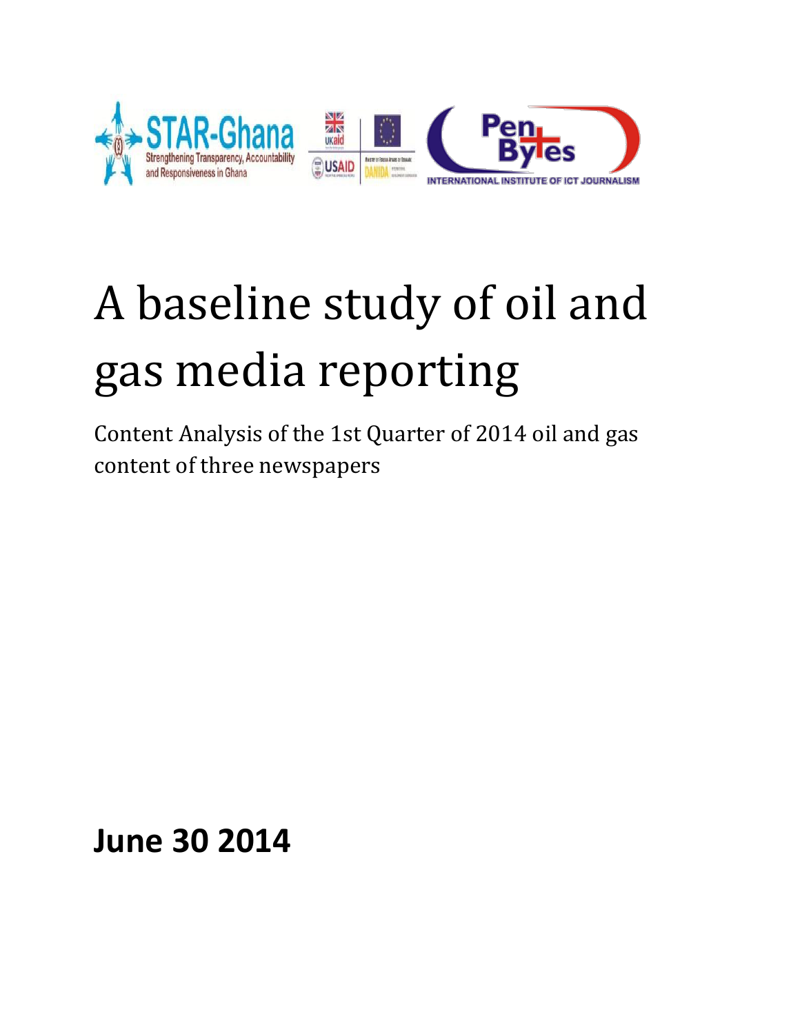# A baseline study of oil and gas media reporting

Content Analysis of the 1st Quarter of 2014 oil and gas content of three newspapers

**June 30 2014**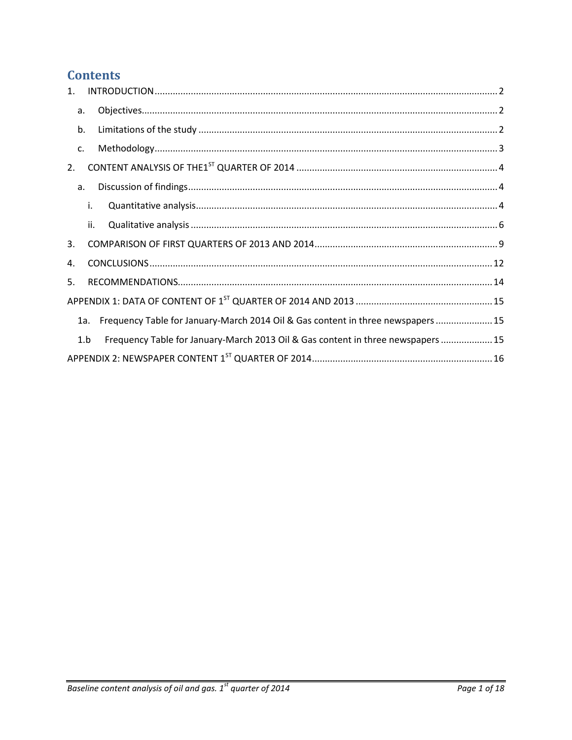# Contents

1. INTRODUCTION....................................................................................................................................2
   - a. Objectives.........................................................................................................................................2
   - b. Limitations of the study ...................................................................................................................2
   - c. Methodology....................................................................................................................................3
2. CONTENT ANALYSIS OF THE1[ST] QUARTER OF 2014 ..............................................................................4
   - a. Discussion of findings.......................................................................................................................4
     - i. Quantitative analysis....................................................................................................................4
     - ii. Qualitative analysis ......................................................................................................................6
3. COMPARISON OF FIRST QUARTERS OF 2013 AND 2014.......................................................................9
4. CONCLUSIONS....................................................................................................................................12
5. RECOMMENDATIONS.........................................................................................................................14

APPENDIX 1: DATA OF CONTENT OF 1[ST] QUARTER OF 2014 AND 2013 .....................................................15

- 1a. Frequency Table for January-March 2014 Oil & Gas content in three newspapers ......................15
- 1.b Frequency Table for January-March 2013 Oil & Gas content in three newspapers ....................15

APPENDIX 2: NEWSPAPER CONTENT 1[ST] QUARTER OF 2014.....................................................................16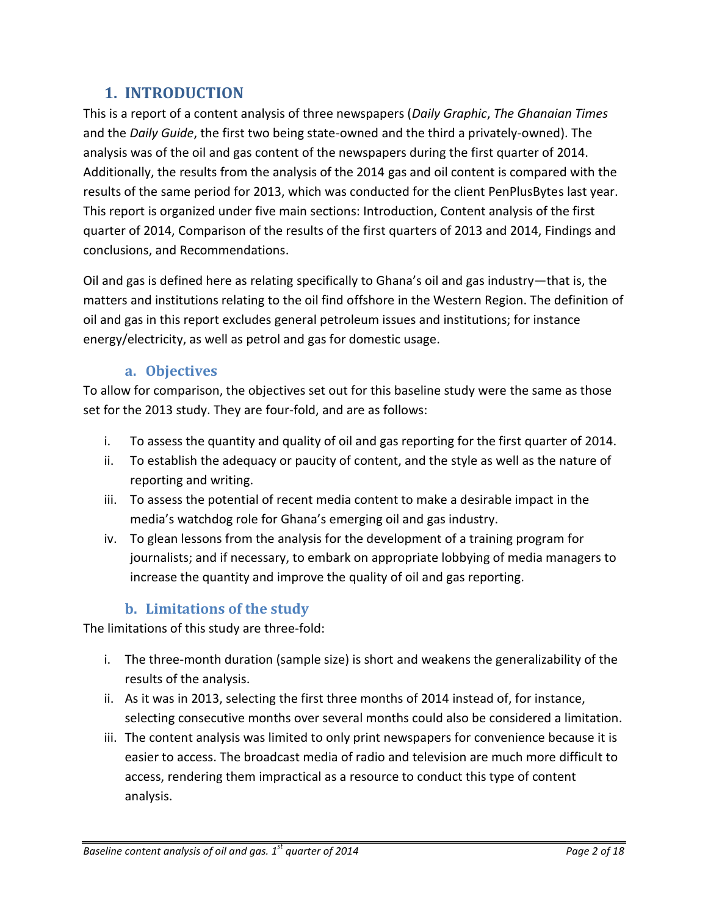# 1. INTRODUCTION

This is a report of a content analysis of three newspapers (*Daily Graphic*, *The Ghanaian Times* and the *Daily Guide*, the first two being state-owned and the third a privately-owned). The analysis was of the oil and gas content of the newspapers during the first quarter of 2014. Additionally, the results from the analysis of the 2014 gas and oil content is compared with the results of the same period for 2013, which was conducted for the client PenPlusBytes last year. This report is organized under five main sections: Introduction, Content analysis of the first quarter of 2014, Comparison of the results of the first quarters of 2013 and 2014, Findings and conclusions, and Recommendations.

Oil and gas is defined here as relating specifically to Ghana's oil and gas industry—that is, the matters and institutions relating to the oil find offshore in the Western Region. The definition of oil and gas in this report excludes general petroleum issues and institutions; for instance energy/electricity, as well as petrol and gas for domestic usage.

## a. Objectives

To allow for comparison, the objectives set out for this baseline study were the same as those set for the 2013 study. They are four-fold, and are as follows:

i. To assess the quantity and quality of oil and gas reporting for the first quarter of 2014.
ii. To establish the adequacy or paucity of content, and the style as well as the nature of reporting and writing.
iii. To assess the potential of recent media content to make a desirable impact in the media's watchdog role for Ghana's emerging oil and gas industry.
iv. To glean lessons from the analysis for the development of a training program for journalists; and if necessary, to embark on appropriate lobbying of media managers to increase the quantity and improve the quality of oil and gas reporting.

## b. Limitations of the study

The limitations of this study are three-fold:

i. The three-month duration (sample size) is short and weakens the generalizability of the results of the analysis.
ii. As it was in 2013, selecting the first three months of 2014 instead of, for instance, selecting consecutive months over several months could also be considered a limitation.
iii. The content analysis was limited to only print newspapers for convenience because it is easier to access. The broadcast media of radio and television are much more difficult to access, rendering them impractical as a resource to conduct this type of content analysis.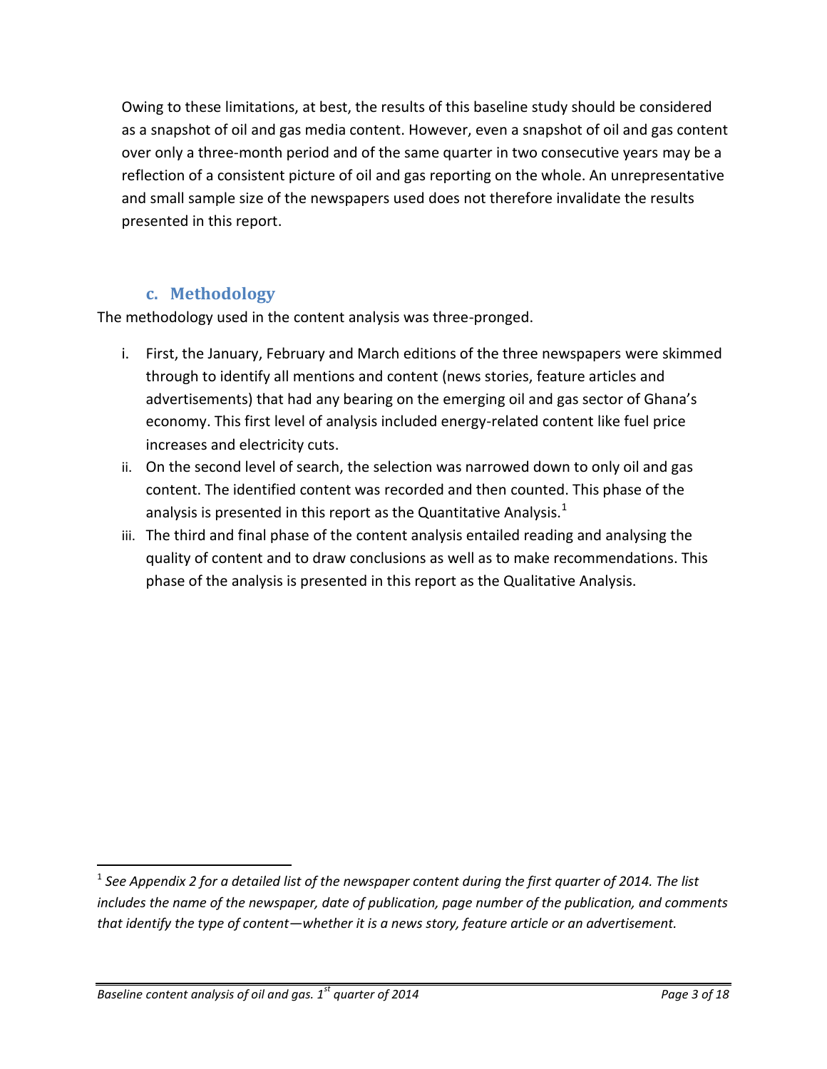Owing to these limitations, at best, the results of this baseline study should be considered as a snapshot of oil and gas media content. However, even a snapshot of oil and gas content over only a three-month period and of the same quarter in two consecutive years may be a reflection of a consistent picture of oil and gas reporting on the whole. An unrepresentative and small sample size of the newspapers used does not therefore invalidate the results presented in this report.

### c. Methodology

The methodology used in the content analysis was three-pronged.

i. First, the January, February and March editions of the three newspapers were skimmed through to identify all mentions and content (news stories, feature articles and advertisements) that had any bearing on the emerging oil and gas sector of Ghana's economy. This first level of analysis included energy-related content like fuel price increases and electricity cuts.
ii. On the second level of search, the selection was narrowed down to only oil and gas content. The identified content was recorded and then counted. This phase of the analysis is presented in this report as the Quantitative Analysis.[1]
iii. The third and final phase of the content analysis entailed reading and analysing the quality of content and to draw conclusions as well as to make recommendations. This phase of the analysis is presented in this report as the Qualitative Analysis.

[1] *See Appendix 2 for a detailed list of the newspaper content during the first quarter of 2014. The list includes the name of the newspaper, date of publication, page number of the publication, and comments that identify the type of content—whether it is a news story, feature article or an advertisement.*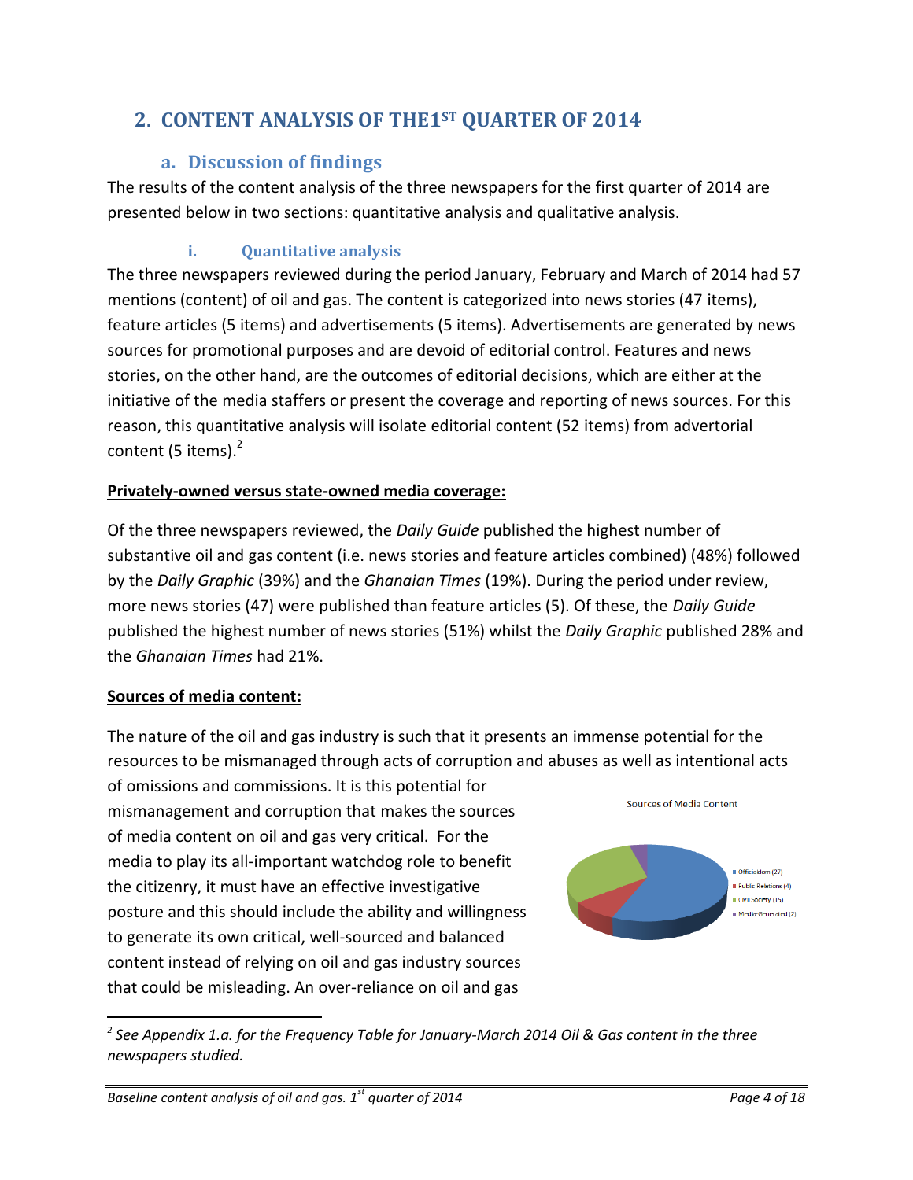## 2. CONTENT ANALYSIS OF THE1[ST] QUARTER OF 2014

### a. Discussion of findings

The results of the content analysis of the three newspapers for the first quarter of 2014 are presented below in two sections: quantitative analysis and qualitative analysis.

#### i. Quantitative analysis

The three newspapers reviewed during the period January, February and March of 2014 had 57 mentions (content) of oil and gas. The content is categorized into news stories (47 items), feature articles (5 items) and advertisements (5 items). Advertisements are generated by news sources for promotional purposes and are devoid of editorial control. Features and news stories, on the other hand, are the outcomes of editorial decisions, which are either at the initiative of the media staffers or present the coverage and reporting of news sources. For this reason, this quantitative analysis will isolate editorial content (52 items) from advertorial content (5 items).[2]

**Privately-owned versus state-owned media coverage:**

Of the three newspapers reviewed, the *Daily Guide* published the highest number of substantive oil and gas content (i.e. news stories and feature articles combined) (48%) followed by the *Daily Graphic* (39%) and the *Ghanaian Times* (19%). During the period under review, more news stories (47) were published than feature articles (5). Of these, the *Daily Guide* published the highest number of news stories (51%) whilst the *Daily Graphic* published 28% and the *Ghanaian Times* had 21%.

**Sources of media content:**

The nature of the oil and gas industry is such that it presents an immense potential for the resources to be mismanaged through acts of corruption and abuses as well as intentional acts of omissions and commissions. It is this potential for mismanagement and corruption that makes the sources of media content on oil and gas very critical. For the media to play its all-important watchdog role to benefit the citizenry, it must have an effective investigative posture and this should include the ability and willingness to generate its own critical, well-sourced and balanced content instead of relying on oil and gas industry sources that could be misleading. An over-reliance on oil and gas

Sources of Media Content

- Officialdom (27)
- Public Relations (4)
- Civil Society (15)
- Media-Generated (2)

[2] *See Appendix 1.a. for the Frequency Table for January-March 2014 Oil & Gas content in the three newspapers studied.*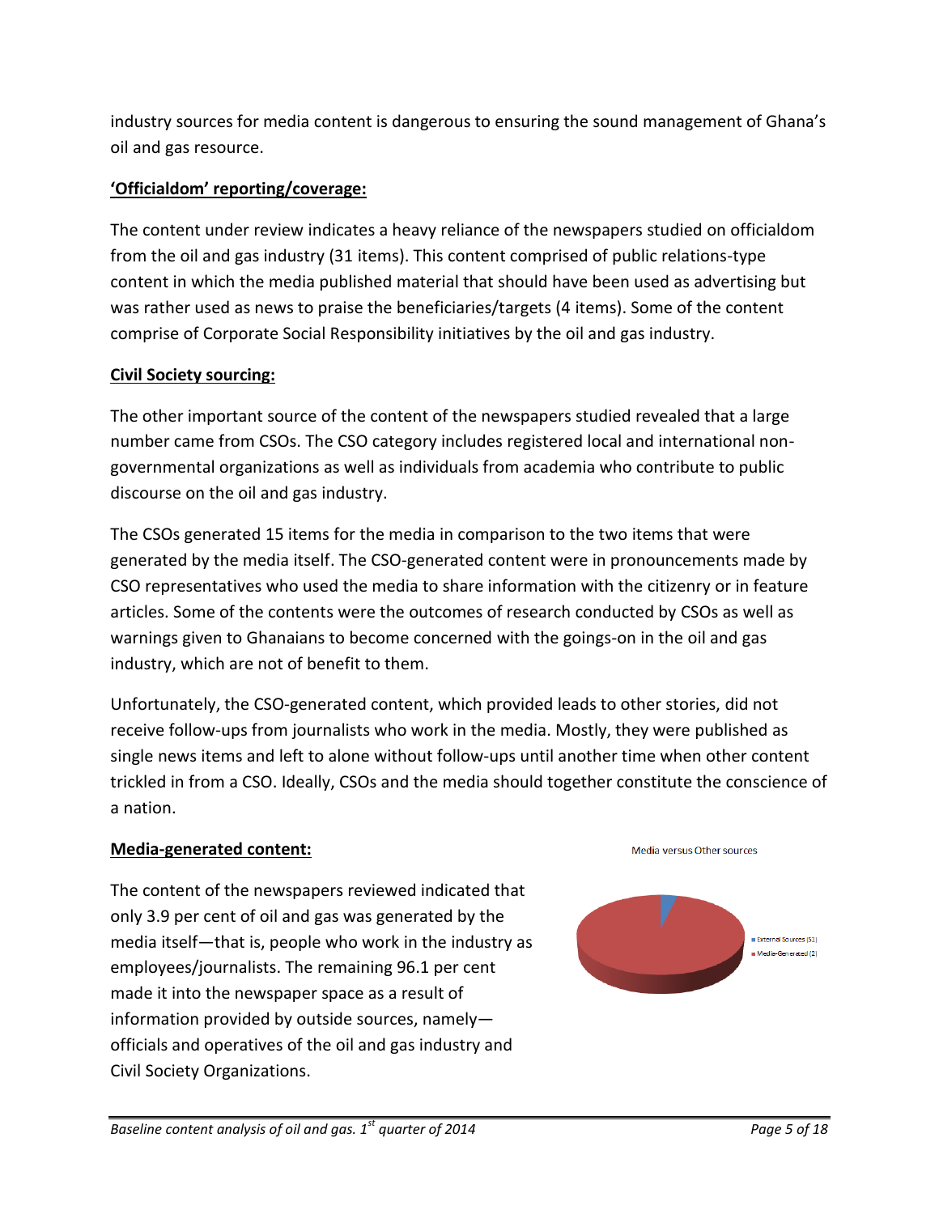industry sources for media content is dangerous to ensuring the sound management of Ghana's oil and gas resource.

**'Officialdom' reporting/coverage:**

The content under review indicates a heavy reliance of the newspapers studied on officialdom from the oil and gas industry (31 items). This content comprised of public relations-type content in which the media published material that should have been used as advertising but was rather used as news to praise the beneficiaries/targets (4 items). Some of the content comprise of Corporate Social Responsibility initiatives by the oil and gas industry.

**Civil Society sourcing:**

The other important source of the content of the newspapers studied revealed that a large number came from CSOs. The CSO category includes registered local and international non-governmental organizations as well as individuals from academia who contribute to public discourse on the oil and gas industry.

The CSOs generated 15 items for the media in comparison to the two items that were generated by the media itself. The CSO-generated content were in pronouncements made by CSO representatives who used the media to share information with the citizenry or in feature articles. Some of the contents were the outcomes of research conducted by CSOs as well as warnings given to Ghanaians to become concerned with the goings-on in the oil and gas industry, which are not of benefit to them.

Unfortunately, the CSO-generated content, which provided leads to other stories, did not receive follow-ups from journalists who work in the media. Mostly, they were published as single news items and left to alone without follow-ups until another time when other content trickled in from a CSO. Ideally, CSOs and the media should together constitute the conscience of a nation.

**Media-generated content:**

The content of the newspapers reviewed indicated that only 3.9 per cent of oil and gas was generated by the media itself—that is, people who work in the industry as employees/journalists. The remaining 96.1 per cent made it into the newspaper space as a result of information provided by outside sources, namely—officials and operatives of the oil and gas industry and Civil Society Organizations.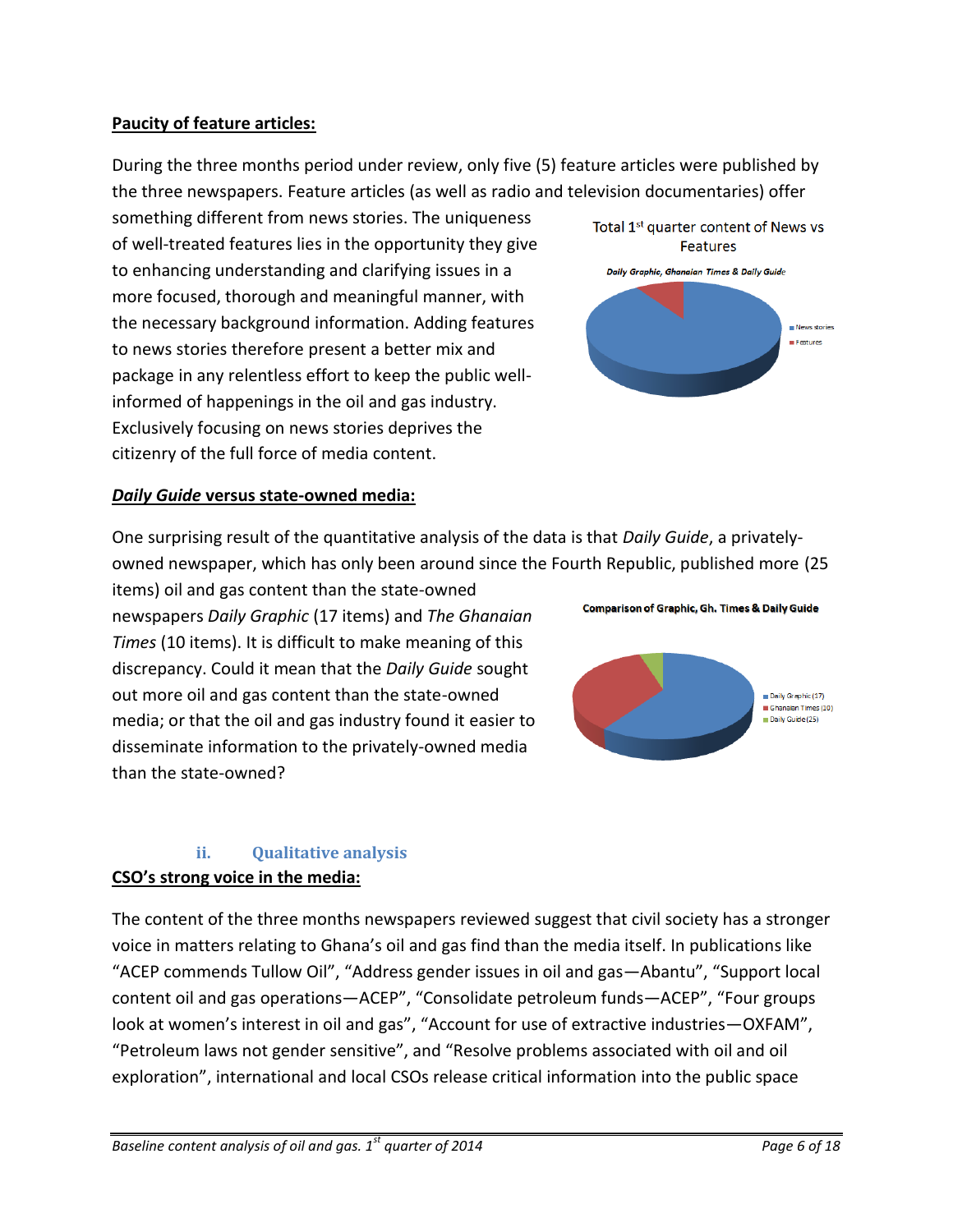**Paucity of feature articles:**

During the three months period under review, only five (5) feature articles were published by the three newspapers. Feature articles (as well as radio and television documentaries) offer something different from news stories. The uniqueness of well-treated features lies in the opportunity they give to enhancing understanding and clarifying issues in a more focused, thorough and meaningful manner, with the necessary background information. Adding features to news stories therefore present a better mix and package in any relentless effort to keep the public well-informed of happenings in the oil and gas industry. Exclusively focusing on news stories deprives the citizenry of the full force of media content.

***Daily Guide* versus state-owned media:**

One surprising result of the quantitative analysis of the data is that *Daily Guide*, a privately-owned newspaper, which has only been around since the Fourth Republic, published more (25 items) oil and gas content than the state-owned newspapers *Daily Graphic* (17 items) and *The Ghanaian Times* (10 items). It is difficult to make meaning of this discrepancy. Could it mean that the *Daily Guide* sought out more oil and gas content than the state-owned media; or that the oil and gas industry found it easier to disseminate information to the privately-owned media than the state-owned?

### ii. Qualitative analysis

**CSO's strong voice in the media:**

The content of the three months newspapers reviewed suggest that civil society has a stronger voice in matters relating to Ghana's oil and gas find than the media itself. In publications like "ACEP commends Tullow Oil", "Address gender issues in oil and gas—Abantu", "Support local content oil and gas operations—ACEP", "Consolidate petroleum funds—ACEP", "Four groups look at women's interest in oil and gas", "Account for use of extractive industries—OXFAM", "Petroleum laws not gender sensitive", and "Resolve problems associated with oil and oil exploration", international and local CSOs release critical information into the public space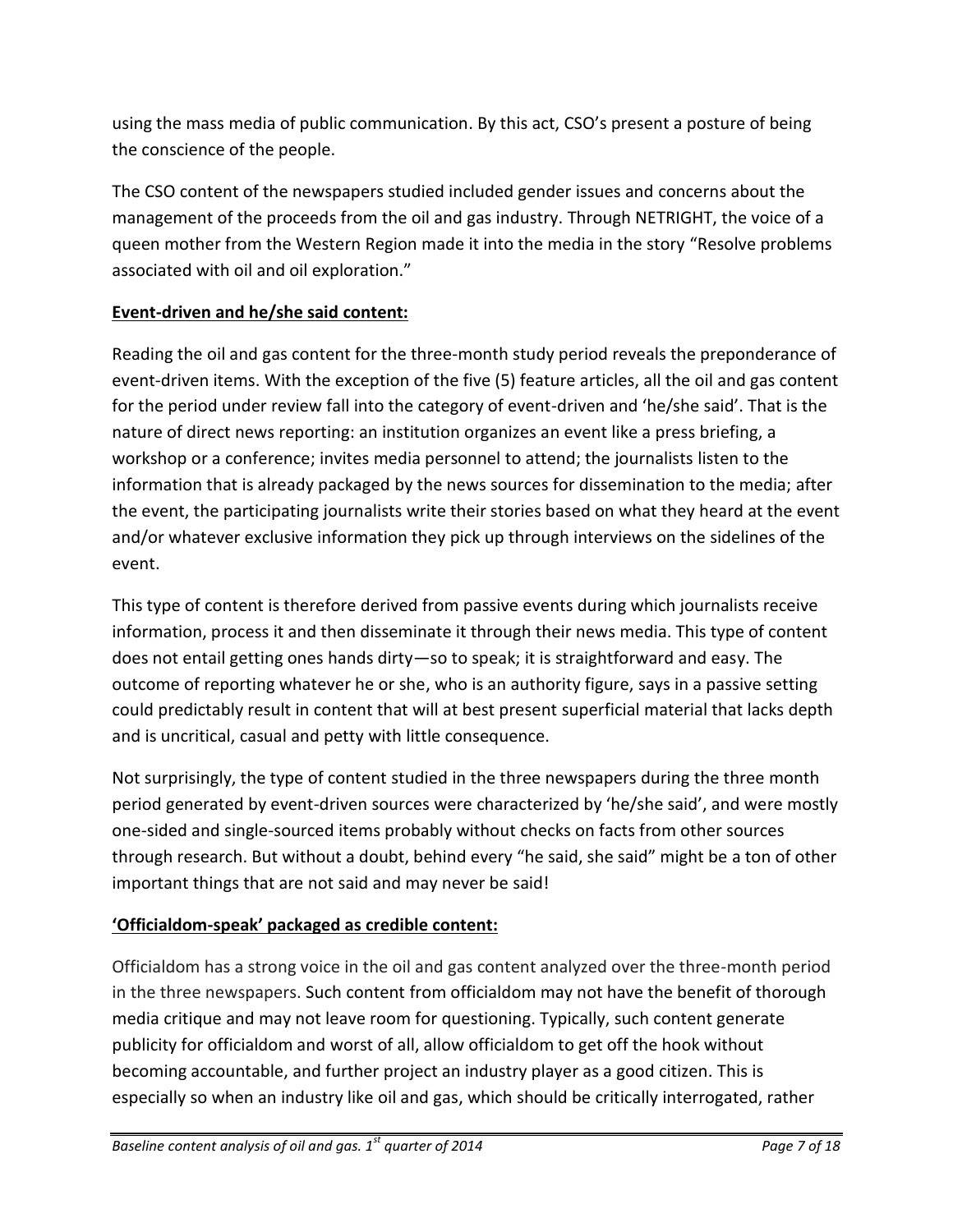using the mass media of public communication. By this act, CSO's present a posture of being the conscience of the people.

The CSO content of the newspapers studied included gender issues and concerns about the management of the proceeds from the oil and gas industry. Through NETRIGHT, the voice of a queen mother from the Western Region made it into the media in the story "Resolve problems associated with oil and oil exploration."

**Event-driven and he/she said content:**

Reading the oil and gas content for the three-month study period reveals the preponderance of event-driven items. With the exception of the five (5) feature articles, all the oil and gas content for the period under review fall into the category of event-driven and 'he/she said'. That is the nature of direct news reporting: an institution organizes an event like a press briefing, a workshop or a conference; invites media personnel to attend; the journalists listen to the information that is already packaged by the news sources for dissemination to the media; after the event, the participating journalists write their stories based on what they heard at the event and/or whatever exclusive information they pick up through interviews on the sidelines of the event.

This type of content is therefore derived from passive events during which journalists receive information, process it and then disseminate it through their news media. This type of content does not entail getting ones hands dirty—so to speak; it is straightforward and easy. The outcome of reporting whatever he or she, who is an authority figure, says in a passive setting could predictably result in content that will at best present superficial material that lacks depth and is uncritical, casual and petty with little consequence.

Not surprisingly, the type of content studied in the three newspapers during the three month period generated by event-driven sources were characterized by 'he/she said', and were mostly one-sided and single-sourced items probably without checks on facts from other sources through research. But without a doubt, behind every "he said, she said" might be a ton of other important things that are not said and may never be said!

**'Officialdom-speak' packaged as credible content:**

Officialdom has a strong voice in the oil and gas content analyzed over the three-month period in the three newspapers. Such content from officialdom may not have the benefit of thorough media critique and may not leave room for questioning. Typically, such content generate publicity for officialdom and worst of all, allow officialdom to get off the hook without becoming accountable, and further project an industry player as a good citizen. This is especially so when an industry like oil and gas, which should be critically interrogated, rather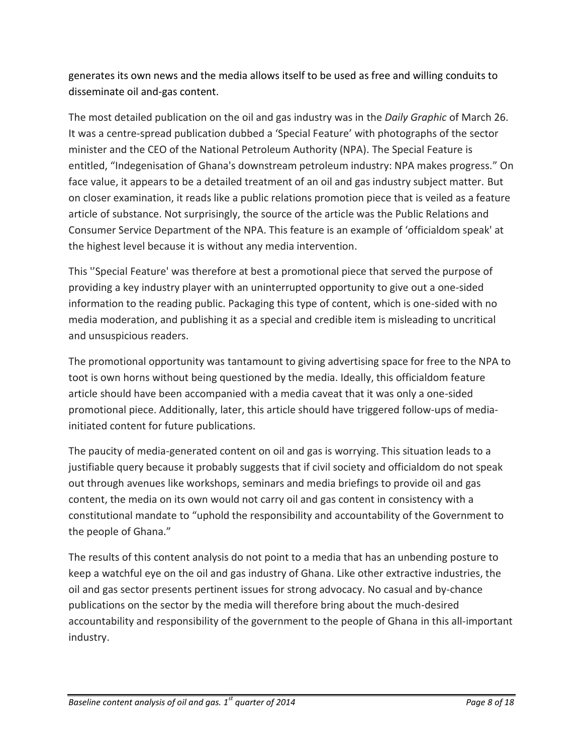generates its own news and the media allows itself to be used as free and willing conduits to disseminate oil and-gas content.

The most detailed publication on the oil and gas industry was in the *Daily Graphic* of March 26. It was a centre-spread publication dubbed a 'Special Feature' with photographs of the sector minister and the CEO of the National Petroleum Authority (NPA). The Special Feature is entitled, "Indegenisation of Ghana's downstream petroleum industry: NPA makes progress." On face value, it appears to be a detailed treatment of an oil and gas industry subject matter. But on closer examination, it reads like a public relations promotion piece that is veiled as a feature article of substance. Not surprisingly, the source of the article was the Public Relations and Consumer Service Department of the NPA. This feature is an example of 'officialdom speak' at the highest level because it is without any media intervention.

This ''Special Feature' was therefore at best a promotional piece that served the purpose of providing a key industry player with an uninterrupted opportunity to give out a one-sided information to the reading public. Packaging this type of content, which is one-sided with no media moderation, and publishing it as a special and credible item is misleading to uncritical and unsuspicious readers.

The promotional opportunity was tantamount to giving advertising space for free to the NPA to toot is own horns without being questioned by the media. Ideally, this officialdom feature article should have been accompanied with a media caveat that it was only a one-sided promotional piece. Additionally, later, this article should have triggered follow-ups of media-initiated content for future publications.

The paucity of media-generated content on oil and gas is worrying. This situation leads to a justifiable query because it probably suggests that if civil society and officialdom do not speak out through avenues like workshops, seminars and media briefings to provide oil and gas content, the media on its own would not carry oil and gas content in consistency with a constitutional mandate to "uphold the responsibility and accountability of the Government to the people of Ghana."

The results of this content analysis do not point to a media that has an unbending posture to keep a watchful eye on the oil and gas industry of Ghana. Like other extractive industries, the oil and gas sector presents pertinent issues for strong advocacy. No casual and by-chance publications on the sector by the media will therefore bring about the much-desired accountability and responsibility of the government to the people of Ghana in this all-important industry.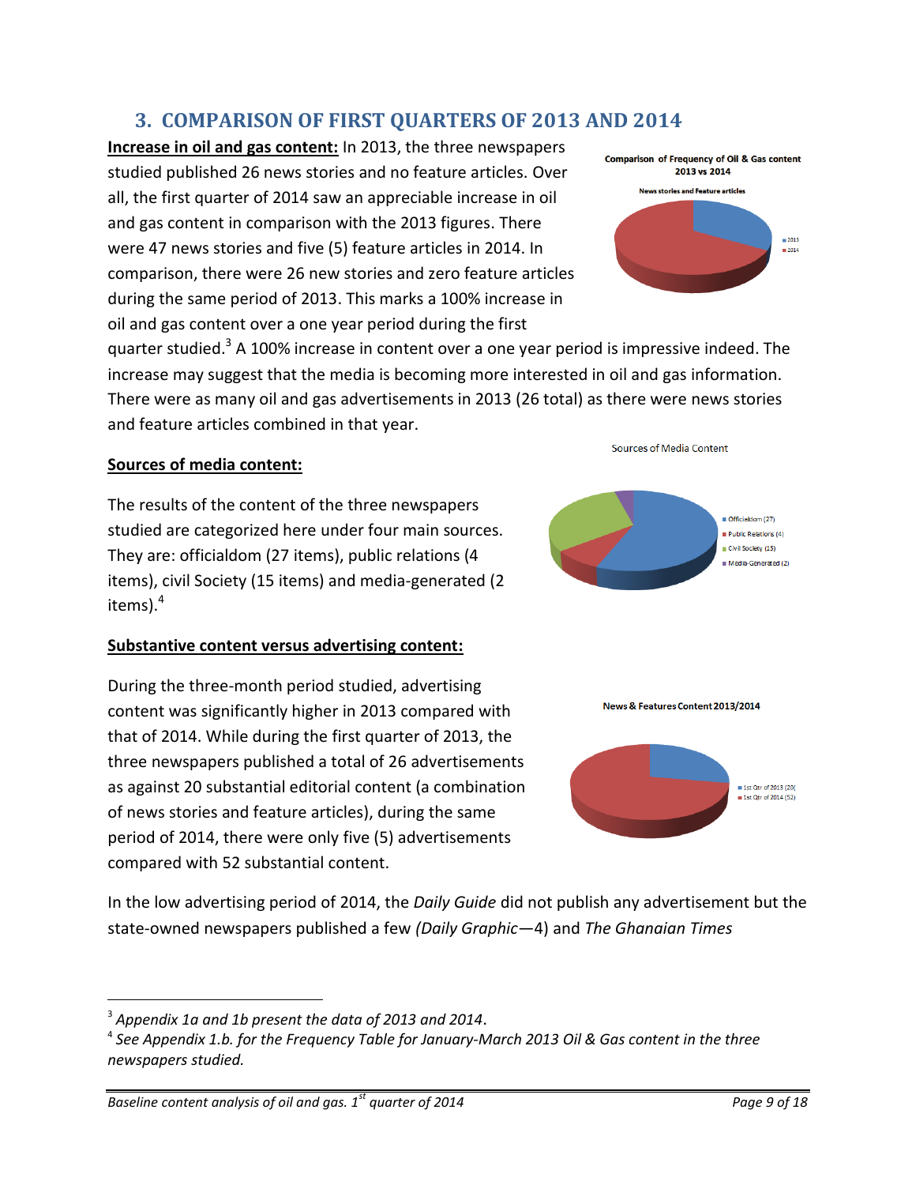## 3. COMPARISON OF FIRST QUARTERS OF 2013 AND 2014

**Increase in oil and gas content:** In 2013, the three newspapers studied published 26 news stories and no feature articles. Over all, the first quarter of 2014 saw an appreciable increase in oil and gas content in comparison with the 2013 figures. There were 47 news stories and five (5) feature articles in 2014. In comparison, there were 26 new stories and zero feature articles during the same period of 2013. This marks a 100% increase in oil and gas content over a one year period during the first quarter studied.[3] A 100% increase in content over a one year period is impressive indeed. The increase may suggest that the media is becoming more interested in oil and gas information. There were as many oil and gas advertisements in 2013 (26 total) as there were news stories and feature articles combined in that year.

**Sources of media content:**

The results of the content of the three newspapers studied are categorized here under four main sources. They are: officialdom (27 items), public relations (4 items), civil Society (15 items) and media-generated (2 items).[4]

**Substantive content versus advertising content:**

During the three-month period studied, advertising content was significantly higher in 2013 compared with that of 2014. While during the first quarter of 2013, the three newspapers published a total of 26 advertisements as against 20 substantial editorial content (a combination of news stories and feature articles), during the same period of 2014, there were only five (5) advertisements compared with 52 substantial content.

In the low advertising period of 2014, the *Daily Guide* did not publish any advertisement but the state-owned newspapers published a few *(Daily Graphic*—4) and *The Ghanaian Times*

---

[3] *Appendix 1a and 1b present the data of 2013 and 2014*.

[4] *See Appendix 1.b. for the Frequency Table for January-March 2013 Oil & Gas content in the three newspapers studied.*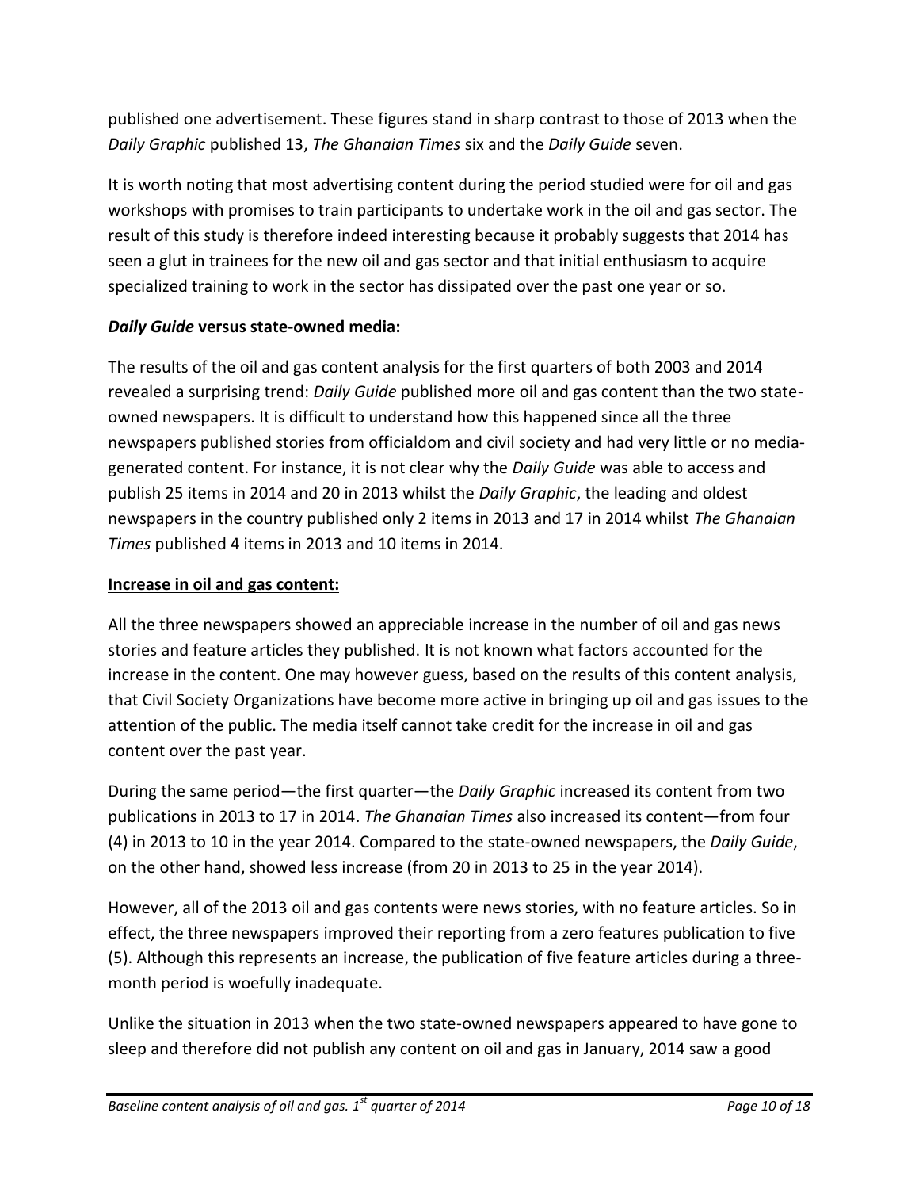published one advertisement. These figures stand in sharp contrast to those of 2013 when the *Daily Graphic* published 13, *The Ghanaian Times* six and the *Daily Guide* seven.

It is worth noting that most advertising content during the period studied were for oil and gas workshops with promises to train participants to undertake work in the oil and gas sector. The result of this study is therefore indeed interesting because it probably suggests that 2014 has seen a glut in trainees for the new oil and gas sector and that initial enthusiasm to acquire specialized training to work in the sector has dissipated over the past one year or so.

***Daily Guide* versus state-owned media:**

The results of the oil and gas content analysis for the first quarters of both 2003 and 2014 revealed a surprising trend: *Daily Guide* published more oil and gas content than the two state-owned newspapers. It is difficult to understand how this happened since all the three newspapers published stories from officialdom and civil society and had very little or no media-generated content. For instance, it is not clear why the *Daily Guide* was able to access and publish 25 items in 2014 and 20 in 2013 whilst the *Daily Graphic*, the leading and oldest newspapers in the country published only 2 items in 2013 and 17 in 2014 whilst *The Ghanaian Times* published 4 items in 2013 and 10 items in 2014.

**Increase in oil and gas content:**

All the three newspapers showed an appreciable increase in the number of oil and gas news stories and feature articles they published. It is not known what factors accounted for the increase in the content. One may however guess, based on the results of this content analysis, that Civil Society Organizations have become more active in bringing up oil and gas issues to the attention of the public. The media itself cannot take credit for the increase in oil and gas content over the past year.

During the same period—the first quarter—the *Daily Graphic* increased its content from two publications in 2013 to 17 in 2014. *The Ghanaian Times* also increased its content—from four (4) in 2013 to 10 in the year 2014. Compared to the state-owned newspapers, the *Daily Guide*, on the other hand, showed less increase (from 20 in 2013 to 25 in the year 2014).

However, all of the 2013 oil and gas contents were news stories, with no feature articles. So in effect, the three newspapers improved their reporting from a zero features publication to five (5). Although this represents an increase, the publication of five feature articles during a three-month period is woefully inadequate.

Unlike the situation in 2013 when the two state-owned newspapers appeared to have gone to sleep and therefore did not publish any content on oil and gas in January, 2014 saw a good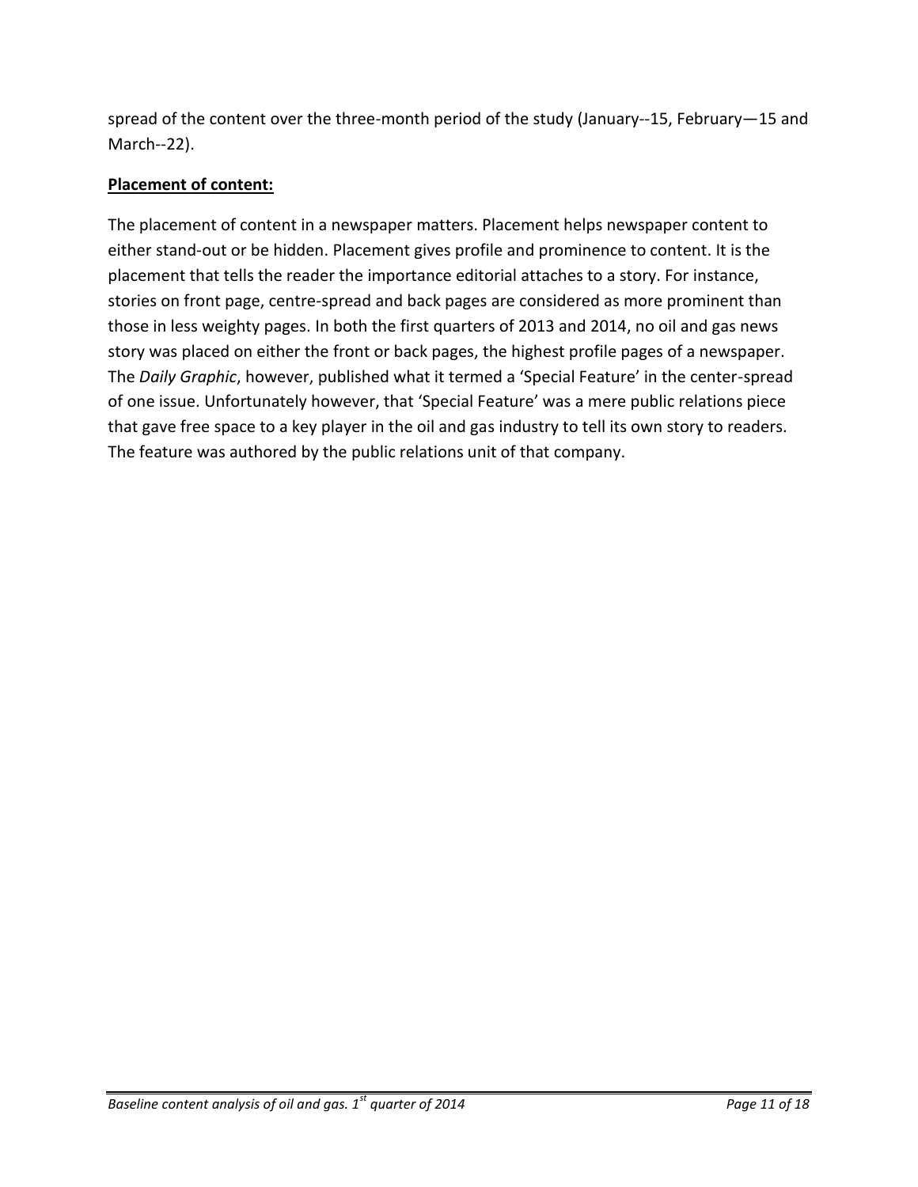spread of the content over the three-month period of the study (January--15, February—15 and March--22).

**Placement of content:**

The placement of content in a newspaper matters. Placement helps newspaper content to either stand-out or be hidden. Placement gives profile and prominence to content. It is the placement that tells the reader the importance editorial attaches to a story. For instance, stories on front page, centre-spread and back pages are considered as more prominent than those in less weighty pages. In both the first quarters of 2013 and 2014, no oil and gas news story was placed on either the front or back pages, the highest profile pages of a newspaper. The *Daily Graphic*, however, published what it termed a 'Special Feature' in the center-spread of one issue. Unfortunately however, that 'Special Feature' was a mere public relations piece that gave free space to a key player in the oil and gas industry to tell its own story to readers. The feature was authored by the public relations unit of that company.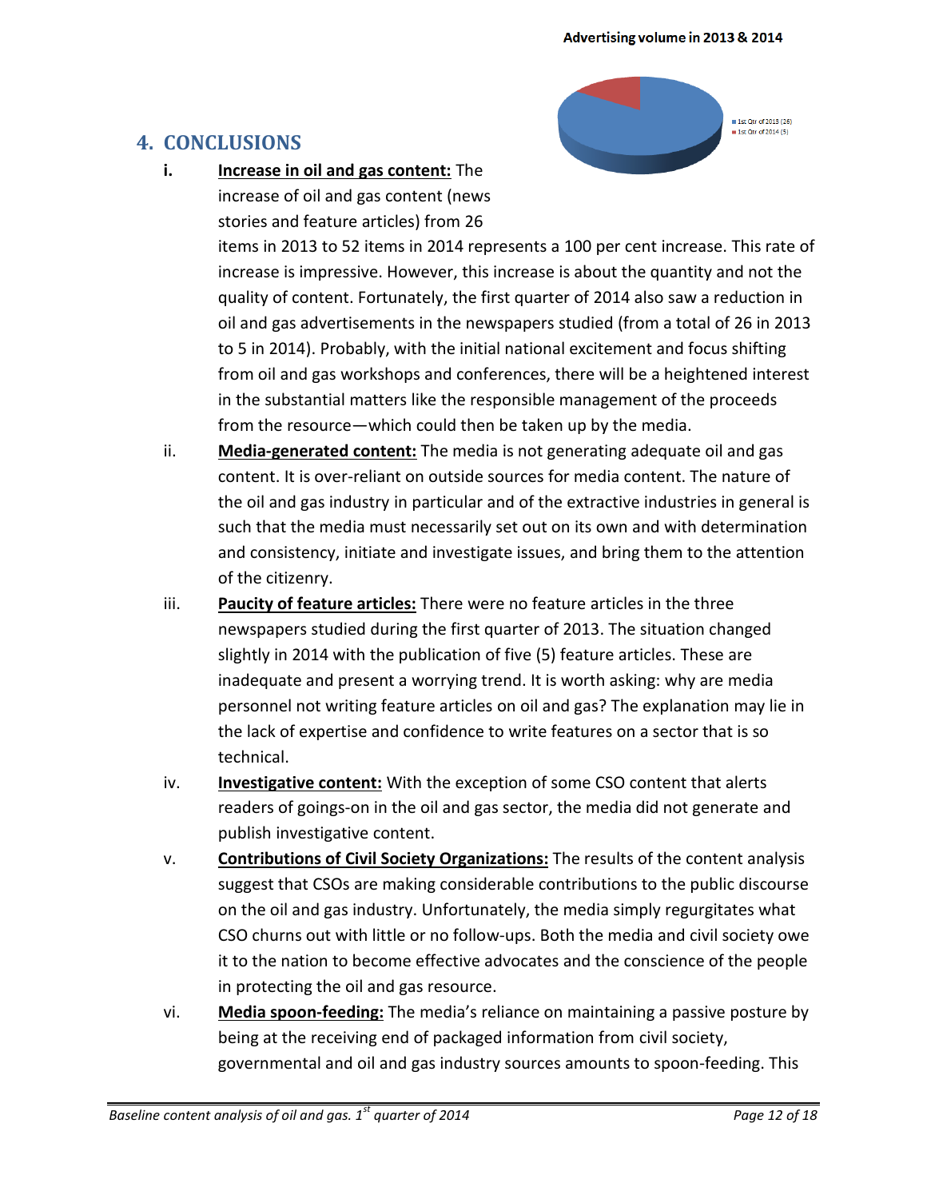## 4. CONCLUSIONS

i. **Increase in oil and gas content:** The increase of oil and gas content (news stories and feature articles) from 26 items in 2013 to 52 items in 2014 represents a 100 per cent increase. This rate of increase is impressive. However, this increase is about the quantity and not the quality of content. Fortunately, the first quarter of 2014 also saw a reduction in oil and gas advertisements in the newspapers studied (from a total of 26 in 2013 to 5 in 2014). Probably, with the initial national excitement and focus shifting from oil and gas workshops and conferences, there will be a heightened interest in the substantial matters like the responsible management of the proceeds from the resource—which could then be taken up by the media.

ii. **Media-generated content:** The media is not generating adequate oil and gas content. It is over-reliant on outside sources for media content. The nature of the oil and gas industry in particular and of the extractive industries in general is such that the media must necessarily set out on its own and with determination and consistency, initiate and investigate issues, and bring them to the attention of the citizenry.

iii. **Paucity of feature articles:** There were no feature articles in the three newspapers studied during the first quarter of 2013. The situation changed slightly in 2014 with the publication of five (5) feature articles. These are inadequate and present a worrying trend. It is worth asking: why are media personnel not writing feature articles on oil and gas? The explanation may lie in the lack of expertise and confidence to write features on a sector that is so technical.

iv. **Investigative content:** With the exception of some CSO content that alerts readers of goings-on in the oil and gas sector, the media did not generate and publish investigative content.

v. **Contributions of Civil Society Organizations:** The results of the content analysis suggest that CSOs are making considerable contributions to the public discourse on the oil and gas industry. Unfortunately, the media simply regurgitates what CSO churns out with little or no follow-ups. Both the media and civil society owe it to the nation to become effective advocates and the conscience of the people in protecting the oil and gas resource.

vi. **Media spoon-feeding:** The media's reliance on maintaining a passive posture by being at the receiving end of packaged information from civil society, governmental and oil and gas industry sources amounts to spoon-feeding. This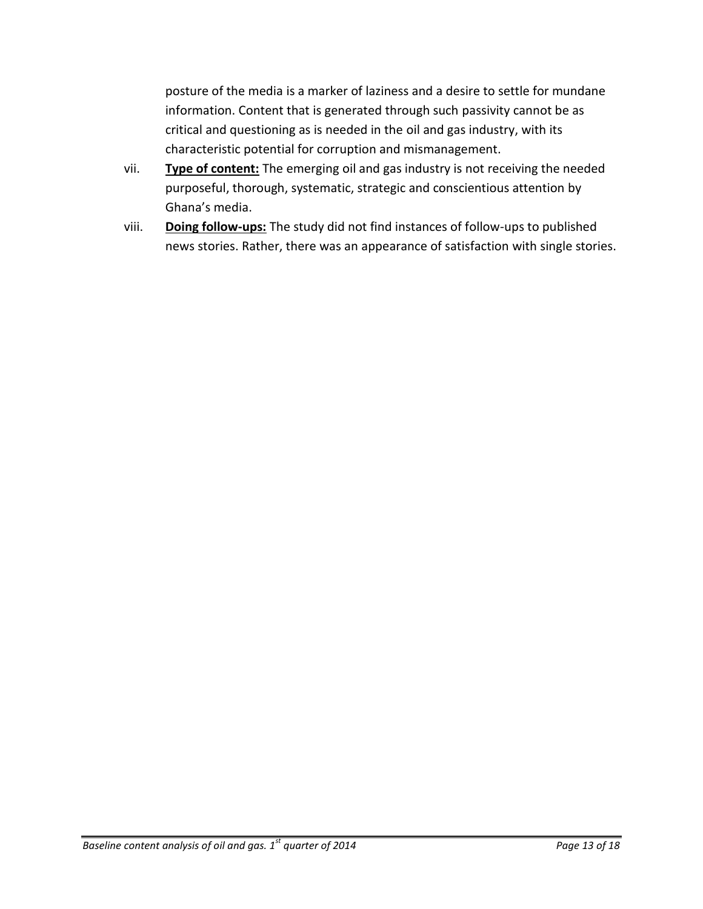posture of the media is a marker of laziness and a desire to settle for mundane information. Content that is generated through such passivity cannot be as critical and questioning as is needed in the oil and gas industry, with its characteristic potential for corruption and mismanagement.

vii. **Type of content:** The emerging oil and gas industry is not receiving the needed purposeful, thorough, systematic, strategic and conscientious attention by Ghana's media.

viii. **Doing follow-ups:** The study did not find instances of follow-ups to published news stories. Rather, there was an appearance of satisfaction with single stories.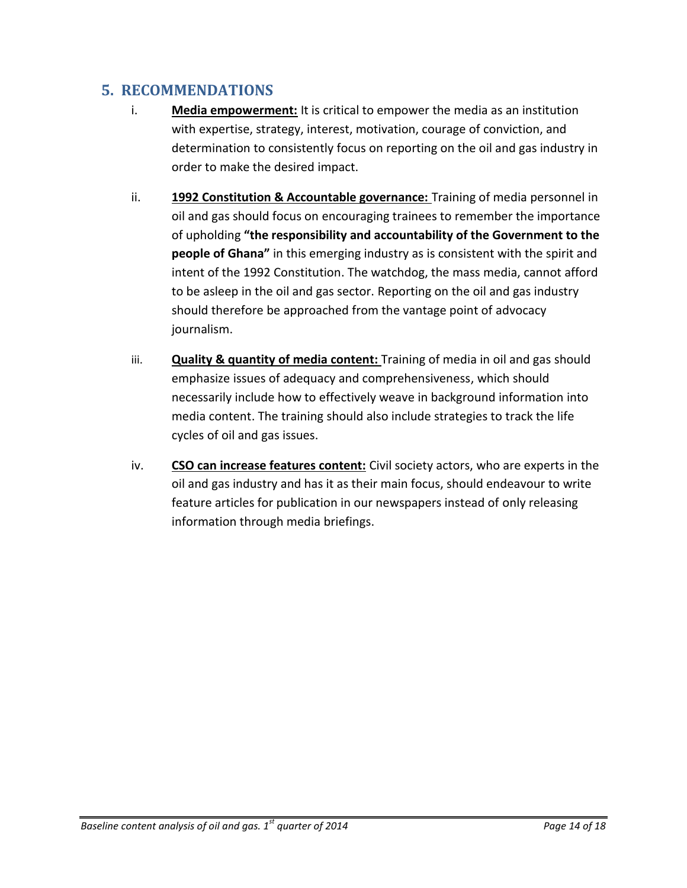## 5. RECOMMENDATIONS

i. **Media empowerment:** It is critical to empower the media as an institution with expertise, strategy, interest, motivation, courage of conviction, and determination to consistently focus on reporting on the oil and gas industry in order to make the desired impact.

ii. **1992 Constitution & Accountable governance:** Training of media personnel in oil and gas should focus on encouraging trainees to remember the importance of upholding **"the responsibility and accountability of the Government to the people of Ghana"** in this emerging industry as is consistent with the spirit and intent of the 1992 Constitution. The watchdog, the mass media, cannot afford to be asleep in the oil and gas sector. Reporting on the oil and gas industry should therefore be approached from the vantage point of advocacy journalism.

iii. **Quality & quantity of media content:** Training of media in oil and gas should emphasize issues of adequacy and comprehensiveness, which should necessarily include how to effectively weave in background information into media content. The training should also include strategies to track the life cycles of oil and gas issues.

iv. **CSO can increase features content:** Civil society actors, who are experts in the oil and gas industry and has it as their main focus, should endeavour to write feature articles for publication in our newspapers instead of only releasing information through media briefings.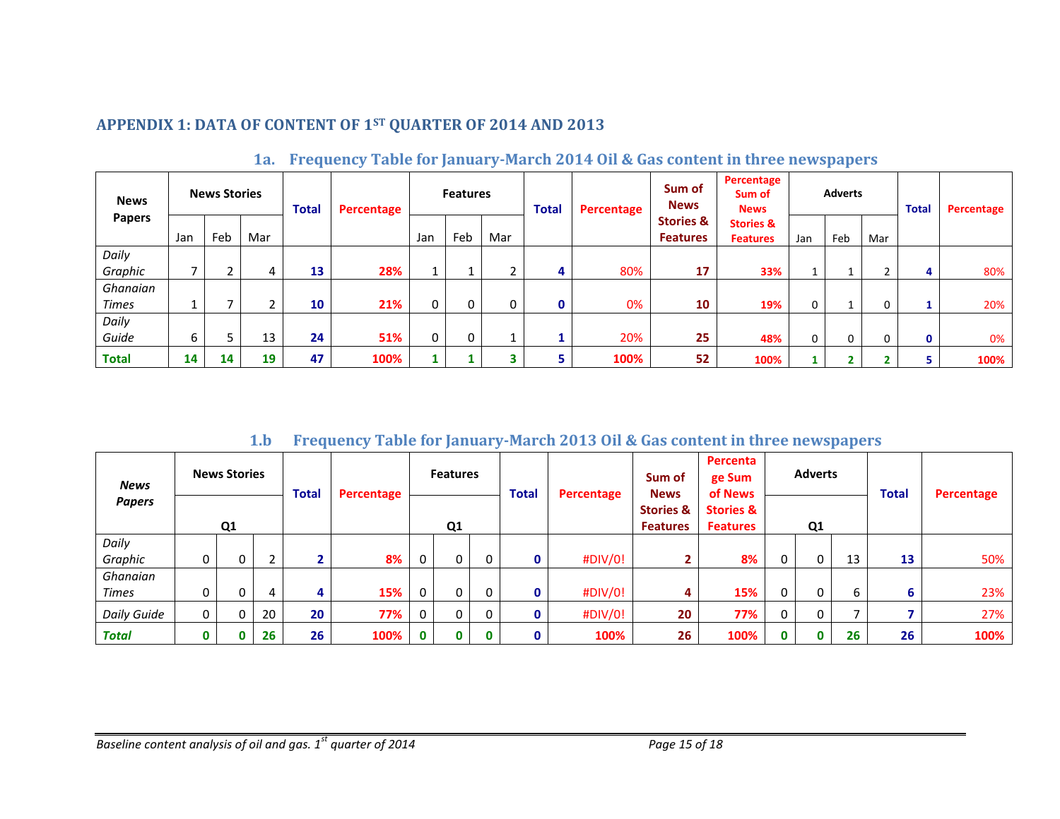## APPENDIX 1: DATA OF CONTENT OF 1ST QUARTER OF 2014 AND 2013

### 1a. Frequency Table for January-March 2014 Oil & Gas content in three newspapers

| News Papers | News Stories | | | Total | Percentage | Features | | | Total | Percentage | Sum of News Stories & Features | Percentage Sum of News Stories & Features | Adverts | | | Total | Percentage |
|---|---|---|---|---|---|---|---|---|---|---|---|---|---|---|---|---|---|
| | Jan | Feb | Mar | | | Jan | Feb | Mar | | | | | Jan | Feb | Mar | | |
| *Daily Graphic* | 7 | 2 | 4 | **13** | **28%** | 1 | 1 | 2 | **4** | 80% | **17** | **33%** | 1 | 1 | 2 | **4** | 80% |
| *Ghanaian Times* | 1 | 7 | 2 | **10** | **21%** | 0 | 0 | 0 | **0** | 0% | **10** | **19%** | 0 | 1 | 0 | **1** | 20% |
| *Daily Guide* | 6 | 5 | 13 | **24** | **51%** | 0 | 0 | 1 | **1** | 20% | **25** | **48%** | 0 | 0 | 0 | **0** | 0% |
| **Total** | **14** | **14** | **19** | **47** | **100%** | **1** | **1** | **3** | **5** | **100%** | **52** | **100%** | **1** | **2** | **2** | **5** | **100%** |

### 1.b Frequency Table for January-March 2013 Oil & Gas content in three newspapers

| *News Papers* | News Stories | | | Total | Percentage | Features | | | Total | Percentage | Sum of News Stories & Features | Percentage Sum of News Stories & Features | Adverts | | | Total | Percentage |
|---|---|---|---|---|---|---|---|---|---|---|---|---|---|---|---|---|---|
| | | Q1 | | | | | Q1 | | | | | | | Q1 | | | |
| *Daily Graphic* | 0 | 0 | 2 | **2** | **8%** | 0 | 0 | 0 | **0** | #DIV/0! | **2** | **8%** | 0 | 0 | 13 | **13** | 50% |
| *Ghanaian Times* | 0 | 0 | 4 | **4** | **15%** | 0 | 0 | 0 | **0** | #DIV/0! | **4** | **15%** | 0 | 0 | 6 | **6** | 23% |
| *Daily Guide* | 0 | 0 | 20 | **20** | **77%** | 0 | 0 | 0 | **0** | #DIV/0! | **20** | **77%** | 0 | 0 | 7 | **7** | 27% |
| ***Total*** | **0** | **0** | **26** | **26** | **100%** | **0** | **0** | **0** | **0** | **100%** | **26** | **100%** | **0** | **0** | **26** | **26** | **100%** |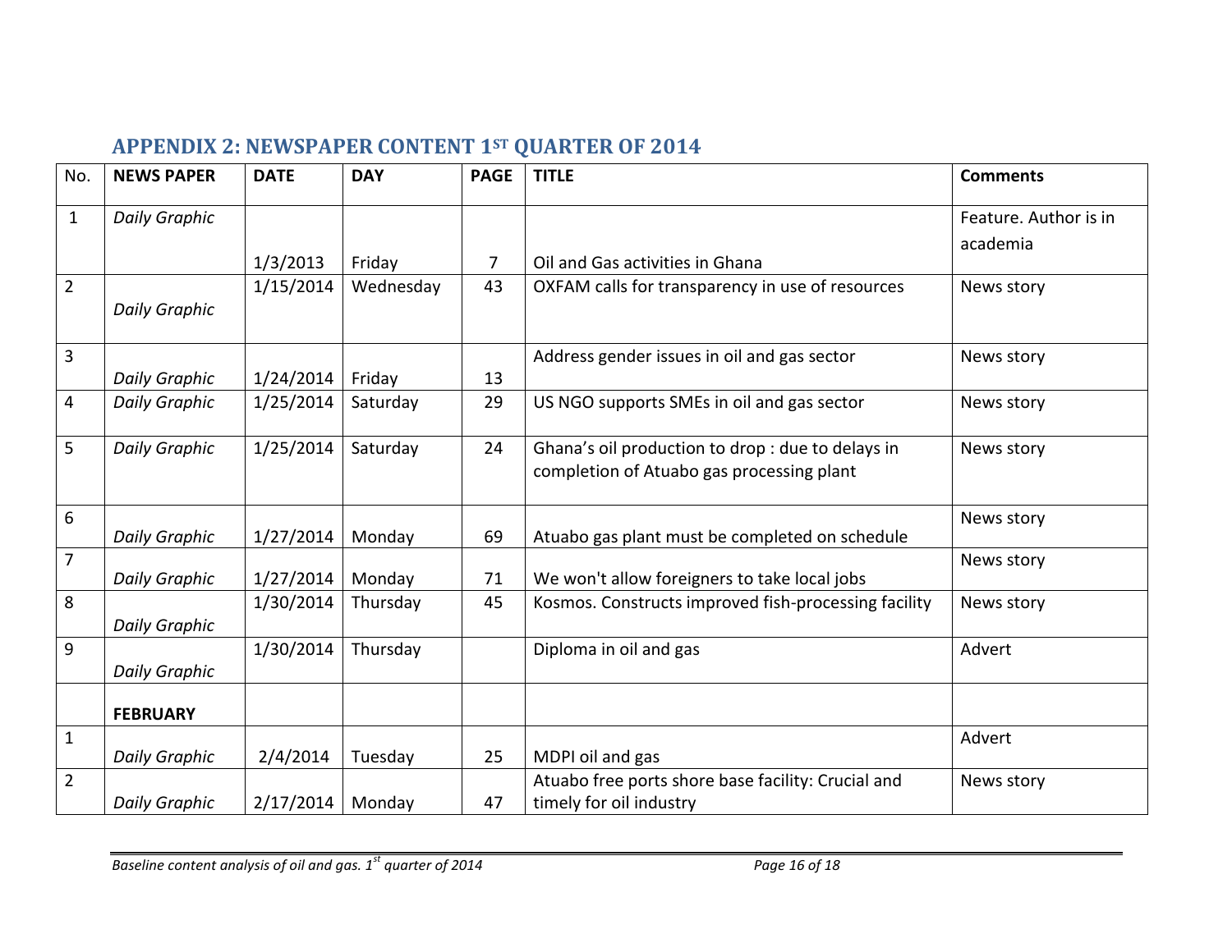## APPENDIX 2: NEWSPAPER CONTENT 1ST QUARTER OF 2014

| No. | NEWS PAPER | DATE | DAY | PAGE | TITLE | Comments |
|---|---|---|---|---|---|---|
| 1 | *Daily Graphic* | 1/3/2013 | Friday | 7 | Oil and Gas activities in Ghana | Feature. Author is in academia |
| 2 | *Daily Graphic* | 1/15/2014 | Wednesday | 43 | OXFAM calls for transparency in use of resources | News story |
| 3 | *Daily Graphic* | 1/24/2014 | Friday | 13 | Address gender issues in oil and gas sector | News story |
| 4 | *Daily Graphic* | 1/25/2014 | Saturday | 29 | US NGO supports SMEs in oil and gas sector | News story |
| 5 | *Daily Graphic* | 1/25/2014 | Saturday | 24 | Ghana's oil production to drop : due to delays in completion of Atuabo gas processing plant | News story |
| 6 | *Daily Graphic* | 1/27/2014 | Monday | 69 | Atuabo gas plant must be completed on schedule | News story |
| 7 | *Daily Graphic* | 1/27/2014 | Monday | 71 | We won't allow foreigners to take local jobs | News story |
| 8 | *Daily Graphic* | 1/30/2014 | Thursday | 45 | Kosmos. Constructs improved fish-processing facility | News story |
| 9 | *Daily Graphic* | 1/30/2014 | Thursday | | Diploma in oil and gas | Advert |
| | **FEBRUARY** | | | | | |
| 1 | *Daily Graphic* | 2/4/2014 | Tuesday | 25 | MDPI oil and gas | Advert |
| 2 | *Daily Graphic* | 2/17/2014 | Monday | 47 | Atuabo free ports shore base facility: Crucial and timely for oil industry | News story |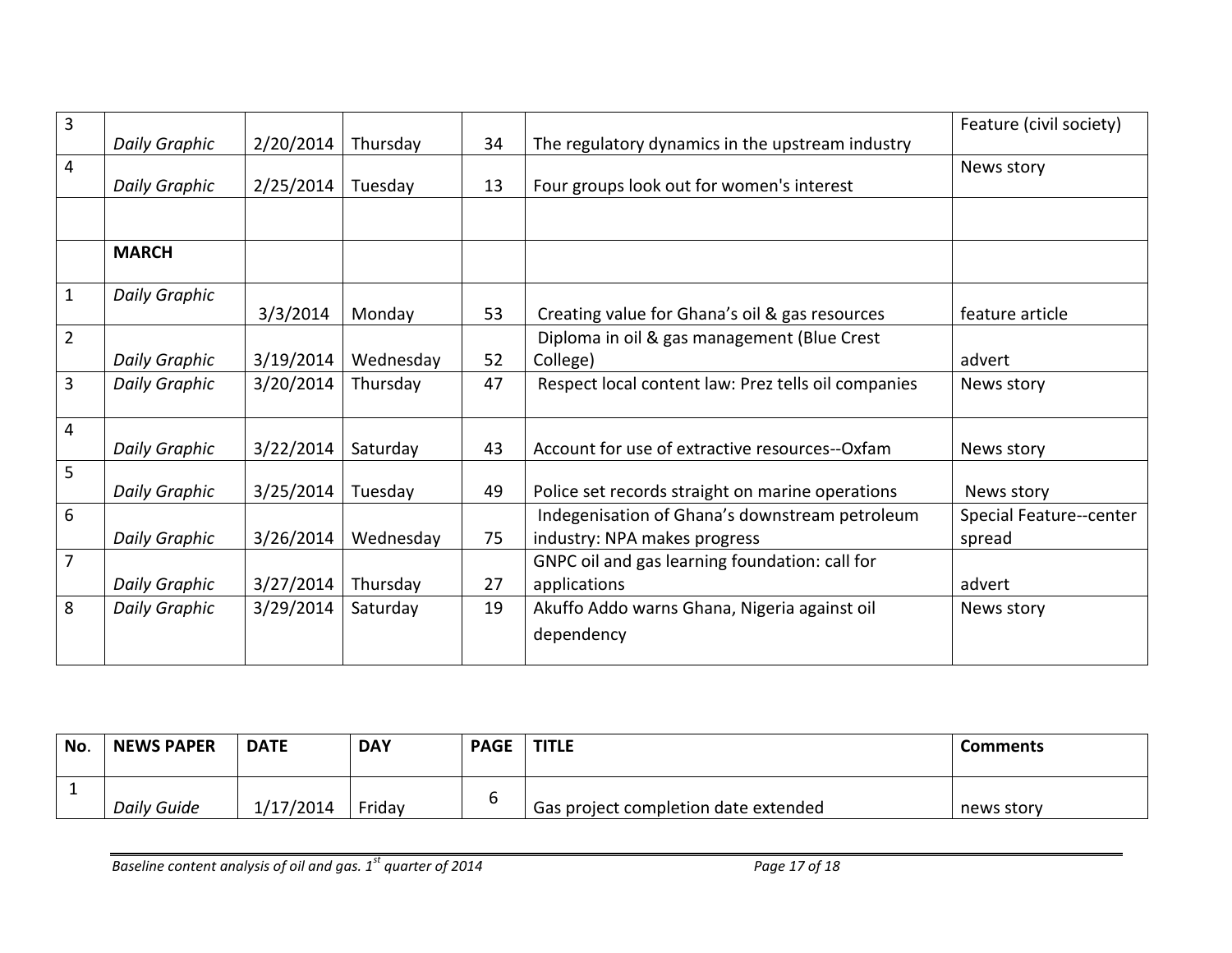| | | | | | | |
|---|---|---|---|---|---|---|
| 3 | *Daily Graphic* | 2/20/2014 | Thursday | 34 | The regulatory dynamics in the upstream industry | Feature (civil society) |
| 4 | *Daily Graphic* | 2/25/2014 | Tuesday | 13 | Four groups look out for women's interest | News story |
| | | | | | | |
| | **MARCH** | | | | | |
| 1 | *Daily Graphic* | 3/3/2014 | Monday | 53 | Creating value for Ghana's oil & gas resources | feature article |
| 2 | *Daily Graphic* | 3/19/2014 | Wednesday | 52 | Diploma in oil & gas management (Blue Crest College) | advert |
| 3 | *Daily Graphic* | 3/20/2014 | Thursday | 47 | Respect local content law: Prez tells oil companies | News story |
| 4 | *Daily Graphic* | 3/22/2014 | Saturday | 43 | Account for use of extractive resources--Oxfam | News story |
| 5 | *Daily Graphic* | 3/25/2014 | Tuesday | 49 | Police set records straight on marine operations | News story |
| 6 | *Daily Graphic* | 3/26/2014 | Wednesday | 75 | Indegenisation of Ghana's downstream petroleum industry: NPA makes progress | Special Feature--center spread |
| 7 | *Daily Graphic* | 3/27/2014 | Thursday | 27 | GNPC oil and gas learning foundation: call for applications | advert |
| 8 | *Daily Graphic* | 3/29/2014 | Saturday | 19 | Akuffo Addo warns Ghana, Nigeria against oil dependency | News story |

| **No.** | **NEWS PAPER** | **DATE** | **DAY** | **PAGE** | **TITLE** | **Comments** |
|---|---|---|---|---|---|---|
| 1 | *Daily Guide* | 1/17/2014 | Friday | 6 | Gas project completion date extended | news story |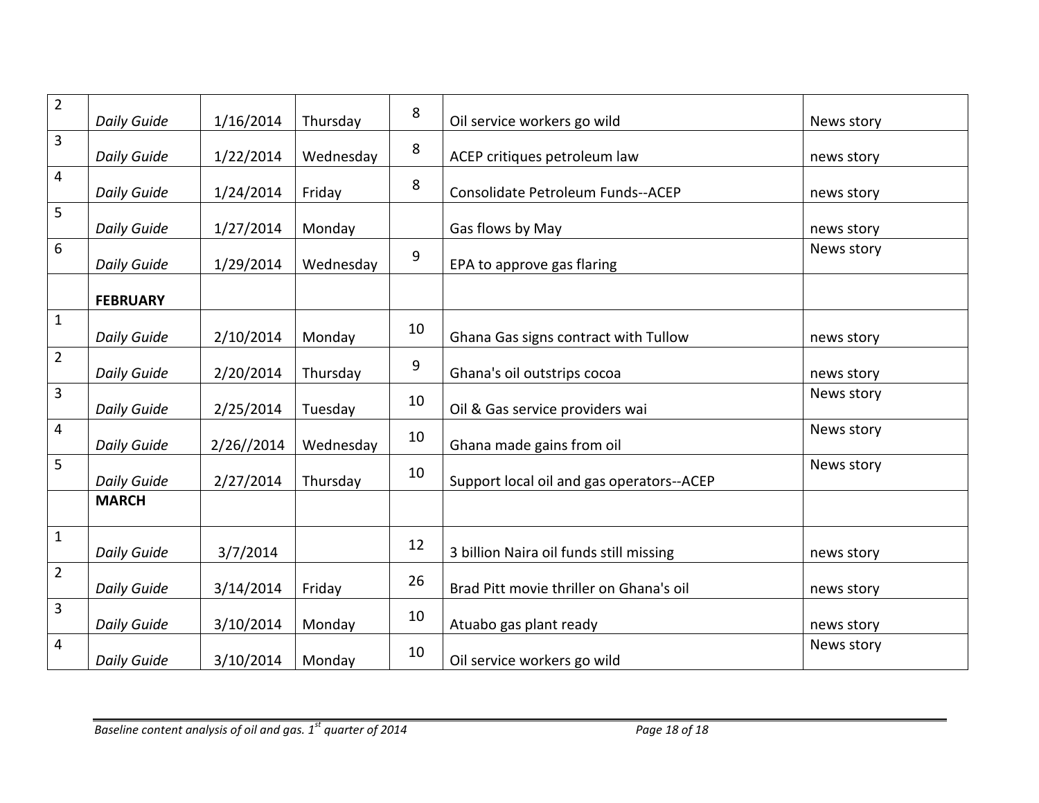| | | | | | | |
|---|---|---|---|---|---|---|
| 2 | *Daily Guide* | 1/16/2014 | Thursday | 8 | Oil service workers go wild | News story |
| 3 | *Daily Guide* | 1/22/2014 | Wednesday | 8 | ACEP critiques petroleum law | news story |
| 4 | *Daily Guide* | 1/24/2014 | Friday | 8 | Consolidate Petroleum Funds--ACEP | news story |
| 5 | *Daily Guide* | 1/27/2014 | Monday | | Gas flows by May | news story |
| 6 | *Daily Guide* | 1/29/2014 | Wednesday | 9 | EPA to approve gas flaring | News story |
| | **FEBRUARY** | | | | | |
| 1 | *Daily Guide* | 2/10/2014 | Monday | 10 | Ghana Gas signs contract with Tullow | news story |
| 2 | *Daily Guide* | 2/20/2014 | Thursday | 9 | Ghana's oil outstrips cocoa | news story |
| 3 | *Daily Guide* | 2/25/2014 | Tuesday | 10 | Oil & Gas service providers wai | News story |
| 4 | *Daily Guide* | 2/26//2014 | Wednesday | 10 | Ghana made gains from oil | News story |
| 5 | *Daily Guide* | 2/27/2014 | Thursday | 10 | Support local oil and gas operators--ACEP | News story |
| | **MARCH** | | | | | |
| 1 | *Daily Guide* | 3/7/2014 | | 12 | 3 billion Naira oil funds still missing | news story |
| 2 | *Daily Guide* | 3/14/2014 | Friday | 26 | Brad Pitt movie thriller on Ghana's oil | news story |
| 3 | *Daily Guide* | 3/10/2014 | Monday | 10 | Atuabo gas plant ready | news story |
| 4 | *Daily Guide* | 3/10/2014 | Monday | 10 | Oil service workers go wild | News story |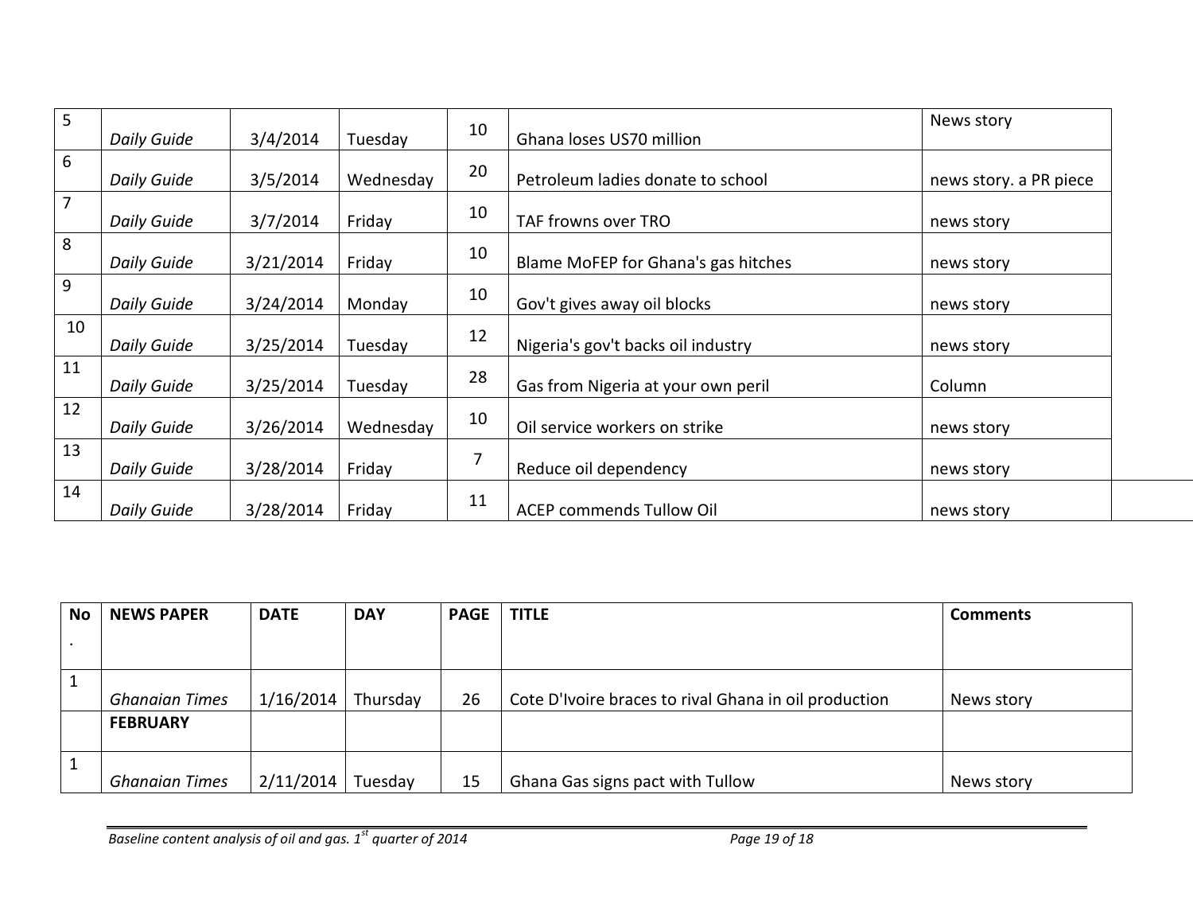| | | | | | | |
|---|---|---|---|---|---|---|
| 5 | *Daily Guide* | 3/4/2014 | Tuesday | 10 | Ghana loses US70 million | News story |
| 6 | *Daily Guide* | 3/5/2014 | Wednesday | 20 | Petroleum ladies donate to school | news story. a PR piece |
| 7 | *Daily Guide* | 3/7/2014 | Friday | 10 | TAF frowns over TRO | news story |
| 8 | *Daily Guide* | 3/21/2014 | Friday | 10 | Blame MoFEP for Ghana's gas hitches | news story |
| 9 | *Daily Guide* | 3/24/2014 | Monday | 10 | Gov't gives away oil blocks | news story |
| 10 | *Daily Guide* | 3/25/2014 | Tuesday | 12 | Nigeria's gov't backs oil industry | news story |
| 11 | *Daily Guide* | 3/25/2014 | Tuesday | 28 | Gas from Nigeria at your own peril | Column |
| 12 | *Daily Guide* | 3/26/2014 | Wednesday | 10 | Oil service workers on strike | news story |
| 13 | *Daily Guide* | 3/28/2014 | Friday | 7 | Reduce oil dependency | news story |
| 14 | *Daily Guide* | 3/28/2014 | Friday | 11 | ACEP commends Tullow Oil | news story |

| No. | NEWS PAPER | DATE | DAY | PAGE | TITLE | Comments |
|---|---|---|---|---|---|---|
| 1 | *Ghanaian Times* | 1/16/2014 | Thursday | 26 | Cote D'Ivoire braces to rival Ghana in oil production | News story |
| | **FEBRUARY** | | | | | |
| 1 | *Ghanaian Times* | 2/11/2014 | Tuesday | 15 | Ghana Gas signs pact with Tullow | News story |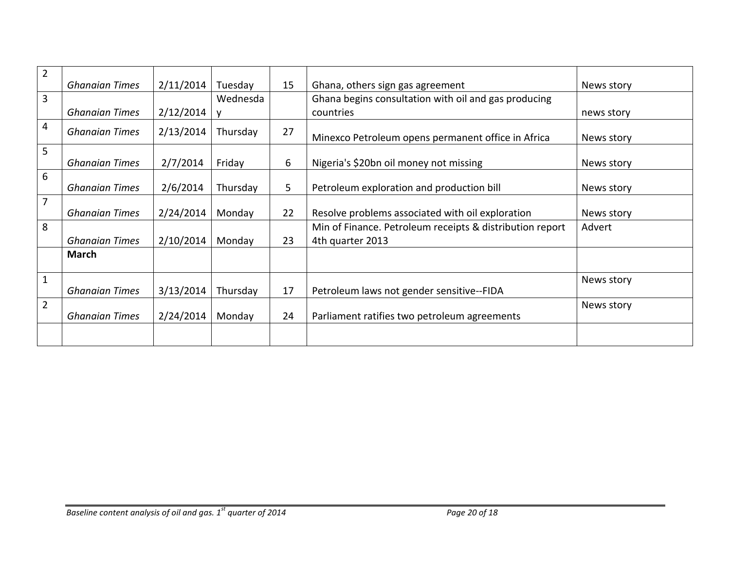| | | | | | | |
|---|---|---|---|---|---|---|
| 2 | *Ghanaian Times* | 2/11/2014 | Tuesday | 15 | Ghana, others sign gas agreement | News story |
| 3 | *Ghanaian Times* | 2/12/2014 | Wednesday | | Ghana begins consultation with oil and gas producing countries | news story |
| 4 | *Ghanaian Times* | 2/13/2014 | Thursday | 27 | Minexco Petroleum opens permanent office in Africa | News story |
| 5 | *Ghanaian Times* | 2/7/2014 | Friday | 6 | Nigeria's $20bn oil money not missing | News story |
| 6 | *Ghanaian Times* | 2/6/2014 | Thursday | 5 | Petroleum exploration and production bill | News story |
| 7 | *Ghanaian Times* | 2/24/2014 | Monday | 22 | Resolve problems associated with oil exploration | News story |
| 8 | *Ghanaian Times* | 2/10/2014 | Monday | 23 | Min of Finance. Petroleum receipts & distribution report 4th quarter 2013 | Advert |
| | **March** | | | | | |
| 1 | *Ghanaian Times* | 3/13/2014 | Thursday | 17 | Petroleum laws not gender sensitive--FIDA | News story |
| 2 | *Ghanaian Times* | 2/24/2014 | Monday | 24 | Parliament ratifies two petroleum agreements | News story |
| | | | | | | |